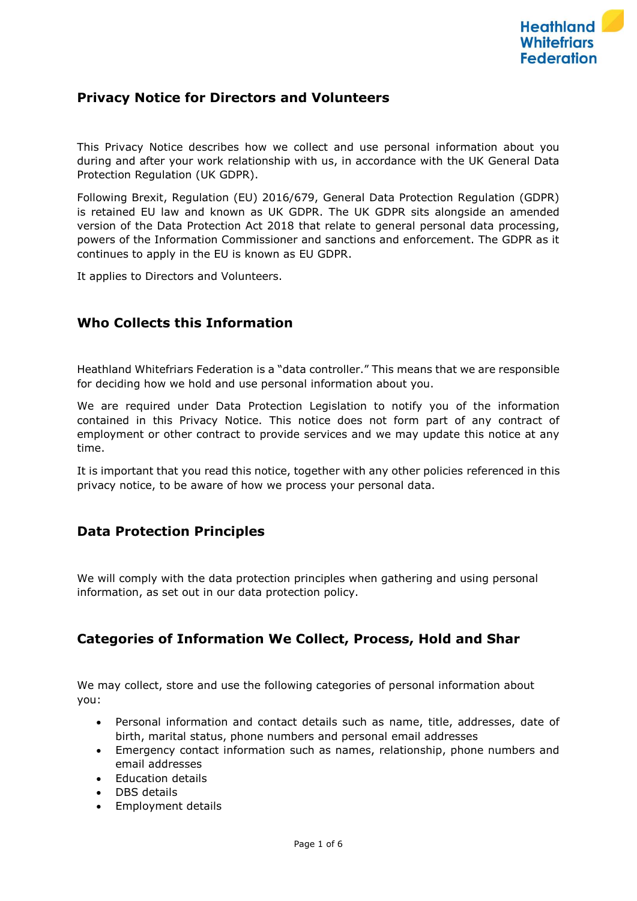Heathland Whitefriars Federation

## Privacy Notice for Directors and Volunteers

This Privacy Notice describes how we collect and use personal information about you during and after your work relationship with us, in accordance with the UK General Data Protection Regulation (UK GDPR).

Following Brexit, Regulation (EU) 2016/679, General Data Protection Regulation (GDPR) is retained EU law and known as UK GDPR. The UK GDPR sits alongside an amended version of the Data Protection Act 2018 that relate to general personal data processing, powers of the Information Commissioner and sanctions and enforcement. The GDPR as it continues to apply in the EU is known as EU GDPR.

It applies to Directors and Volunteers.

## Who Collects this Information

Heathland Whitefriars Federation is a "data controller." This means that we are responsible for deciding how we hold and use personal information about you.

We are required under Data Protection Legislation to notify you of the information contained in this Privacy Notice. This notice does not form part of any contract of employment or other contract to provide services and we may update this notice at any time.

It is important that you read this notice, together with any other policies referenced in this privacy notice, to be aware of how we process your personal data.

## Data Protection Principles

We will comply with the data protection principles when gathering and using personal information, as set out in our data protection policy.

## Categories of Information We Collect, Process, Hold and Shar

We may collect, store and use the following categories of personal information about you:

- Personal information and contact details such as name, title, addresses, date of birth, marital status, phone numbers and personal email addresses
- Emergency contact information such as names, relationship, phone numbers and email addresses
- Education details
- DBS details
- Employment details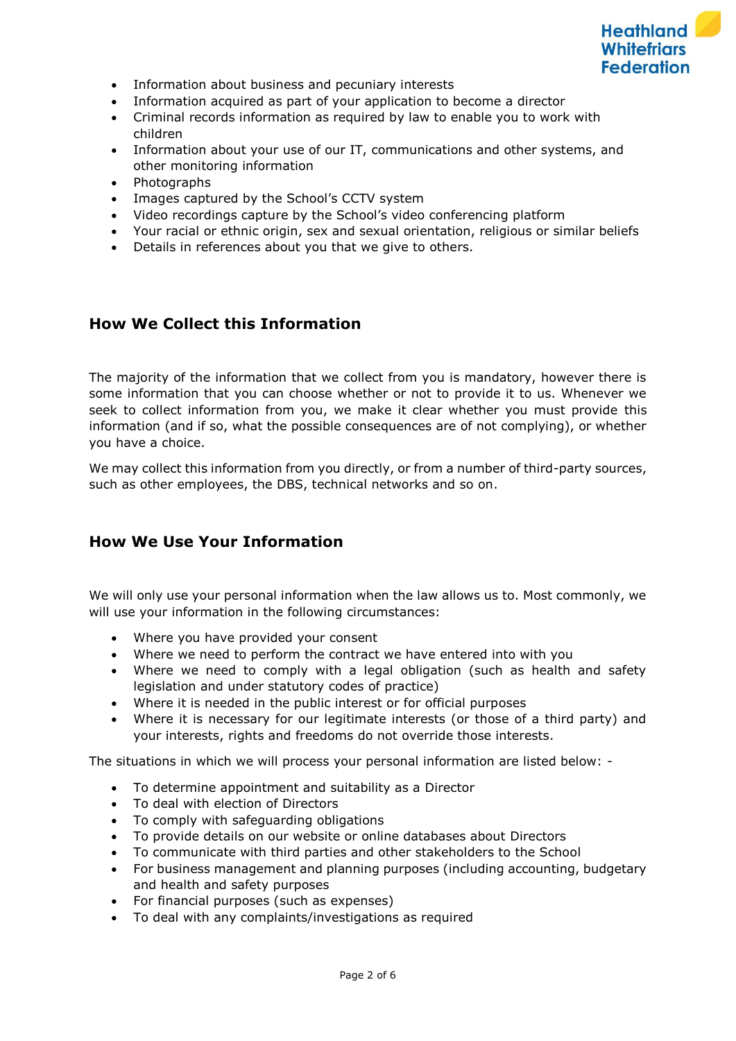- Information about business and pecuniary interests
- Information acquired as part of your application to become a director
- Criminal records information as required by law to enable you to work with children
- Information about your use of our IT, communications and other systems, and other monitoring information
- Photographs
- Images captured by the School's CCTV system
- Video recordings capture by the School's video conferencing platform
- Your racial or ethnic origin, sex and sexual orientation, religious or similar beliefs
- Details in references about you that we give to others.

## How We Collect this Information

The majority of the information that we collect from you is mandatory, however there is some information that you can choose whether or not to provide it to us. Whenever we seek to collect information from you, we make it clear whether you must provide this information (and if so, what the possible consequences are of not complying), or whether you have a choice.

We may collect this information from you directly, or from a number of third-party sources, such as other employees, the DBS, technical networks and so on.

## How We Use Your Information

We will only use your personal information when the law allows us to. Most commonly, we will use your information in the following circumstances:

- Where you have provided your consent
- Where we need to perform the contract we have entered into with you
- Where we need to comply with a legal obligation (such as health and safety legislation and under statutory codes of practice)
- Where it is needed in the public interest or for official purposes
- Where it is necessary for our legitimate interests (or those of a third party) and your interests, rights and freedoms do not override those interests.

The situations in which we will process your personal information are listed below: -

- To determine appointment and suitability as a Director
- To deal with election of Directors
- To comply with safeguarding obligations
- To provide details on our website or online databases about Directors
- To communicate with third parties and other stakeholders to the School
- For business management and planning purposes (including accounting, budgetary and health and safety purposes
- For financial purposes (such as expenses)
- To deal with any complaints/investigations as required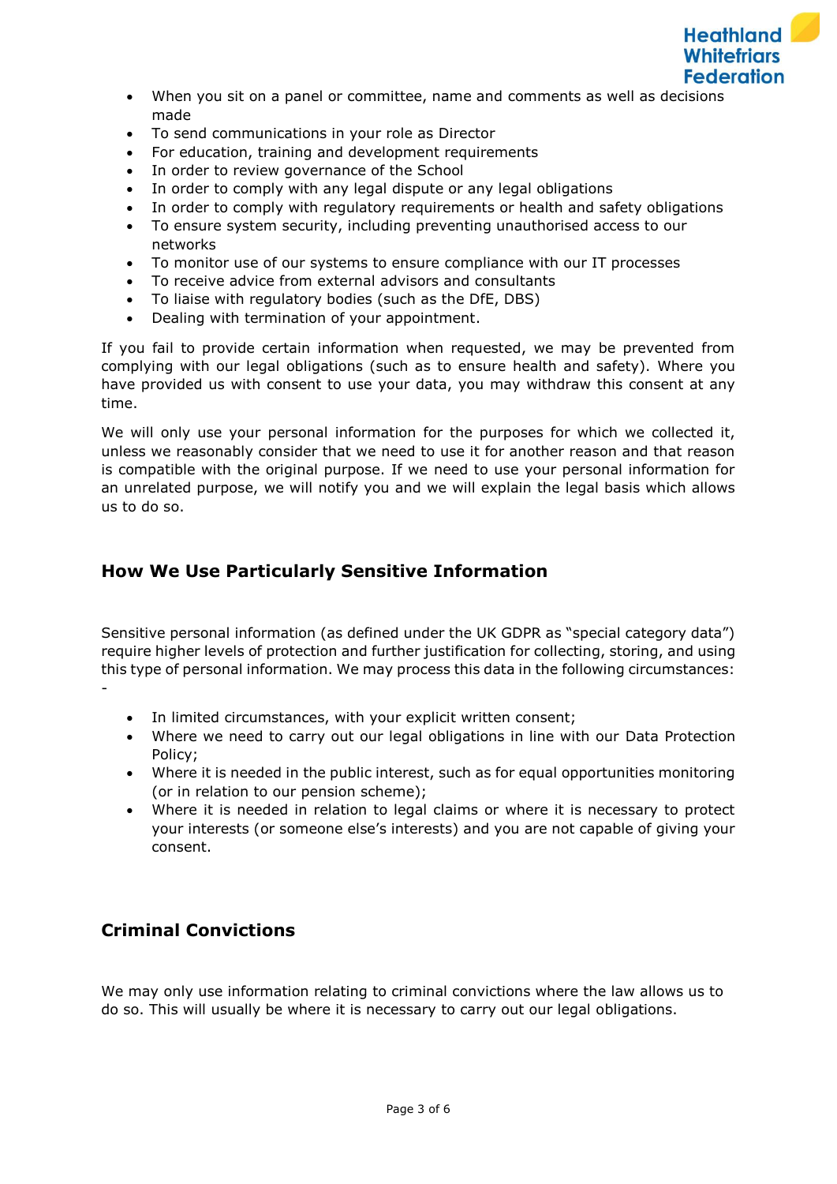- When you sit on a panel or committee, name and comments as well as decisions made
- To send communications in your role as Director
- For education, training and development requirements
- In order to review governance of the School
- In order to comply with any legal dispute or any legal obligations
- In order to comply with regulatory requirements or health and safety obligations
- To ensure system security, including preventing unauthorised access to our networks
- To monitor use of our systems to ensure compliance with our IT processes
- To receive advice from external advisors and consultants
- To liaise with regulatory bodies (such as the DfE, DBS)
- Dealing with termination of your appointment.

If you fail to provide certain information when requested, we may be prevented from complying with our legal obligations (such as to ensure health and safety). Where you have provided us with consent to use your data, you may withdraw this consent at any time.

We will only use your personal information for the purposes for which we collected it, unless we reasonably consider that we need to use it for another reason and that reason is compatible with the original purpose. If we need to use your personal information for an unrelated purpose, we will notify you and we will explain the legal basis which allows us to do so.

## How We Use Particularly Sensitive Information

Sensitive personal information (as defined under the UK GDPR as "special category data") require higher levels of protection and further justification for collecting, storing, and using this type of personal information. We may process this data in the following circumstances: -

- In limited circumstances, with your explicit written consent;
- Where we need to carry out our legal obligations in line with our Data Protection Policy;
- Where it is needed in the public interest, such as for equal opportunities monitoring (or in relation to our pension scheme);
- Where it is needed in relation to legal claims or where it is necessary to protect your interests (or someone else's interests) and you are not capable of giving your consent.

## Criminal Convictions

We may only use information relating to criminal convictions where the law allows us to do so. This will usually be where it is necessary to carry out our legal obligations.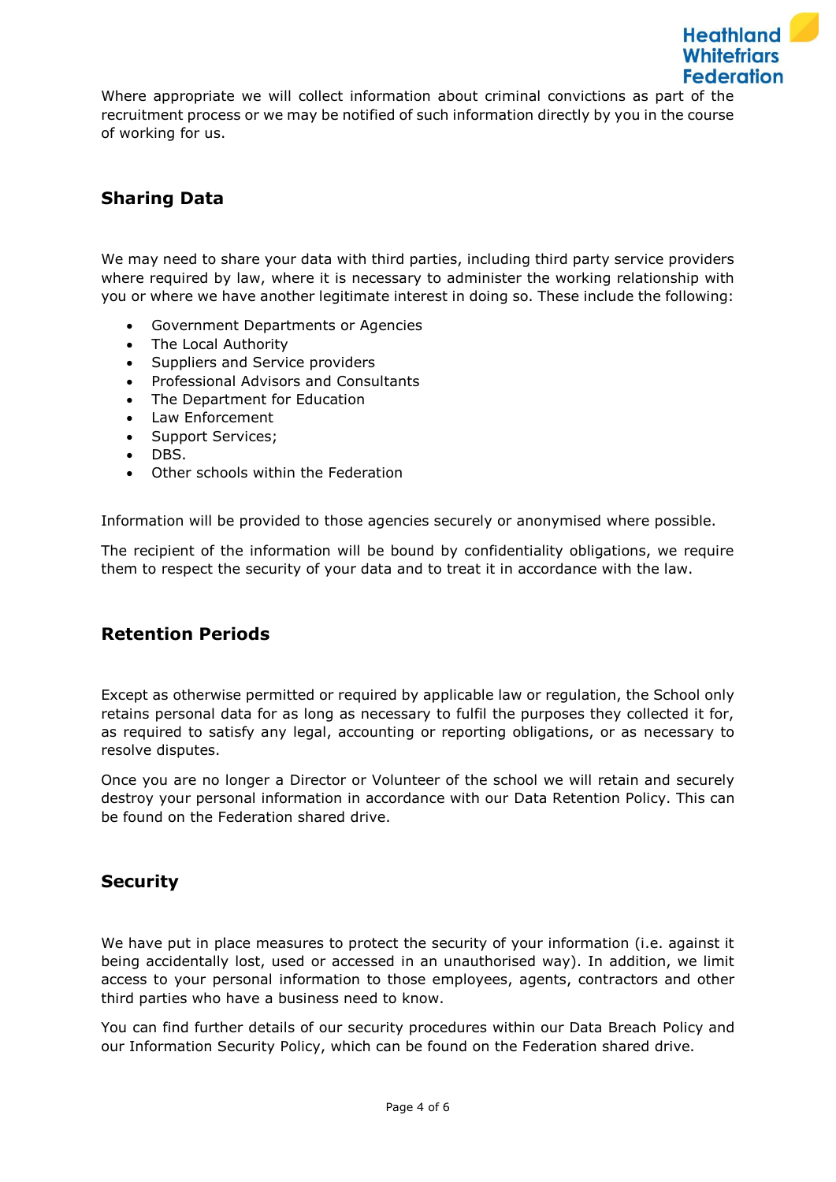Where appropriate we will collect information about criminal convictions as part of the recruitment process or we may be notified of such information directly by you in the course of working for us.

## Sharing Data

We may need to share your data with third parties, including third party service providers where required by law, where it is necessary to administer the working relationship with you or where we have another legitimate interest in doing so. These include the following:

- Government Departments or Agencies
- The Local Authority
- Suppliers and Service providers
- Professional Advisors and Consultants
- The Department for Education
- Law Enforcement
- Support Services;
- DBS.
- Other schools within the Federation

Information will be provided to those agencies securely or anonymised where possible.

The recipient of the information will be bound by confidentiality obligations, we require them to respect the security of your data and to treat it in accordance with the law.

## Retention Periods

Except as otherwise permitted or required by applicable law or regulation, the School only retains personal data for as long as necessary to fulfil the purposes they collected it for, as required to satisfy any legal, accounting or reporting obligations, or as necessary to resolve disputes.

Once you are no longer a Director or Volunteer of the school we will retain and securely destroy your personal information in accordance with our Data Retention Policy. This can be found on the Federation shared drive.

## Security

We have put in place measures to protect the security of your information (i.e. against it being accidentally lost, used or accessed in an unauthorised way). In addition, we limit access to your personal information to those employees, agents, contractors and other third parties who have a business need to know.

You can find further details of our security procedures within our Data Breach Policy and our Information Security Policy, which can be found on the Federation shared drive.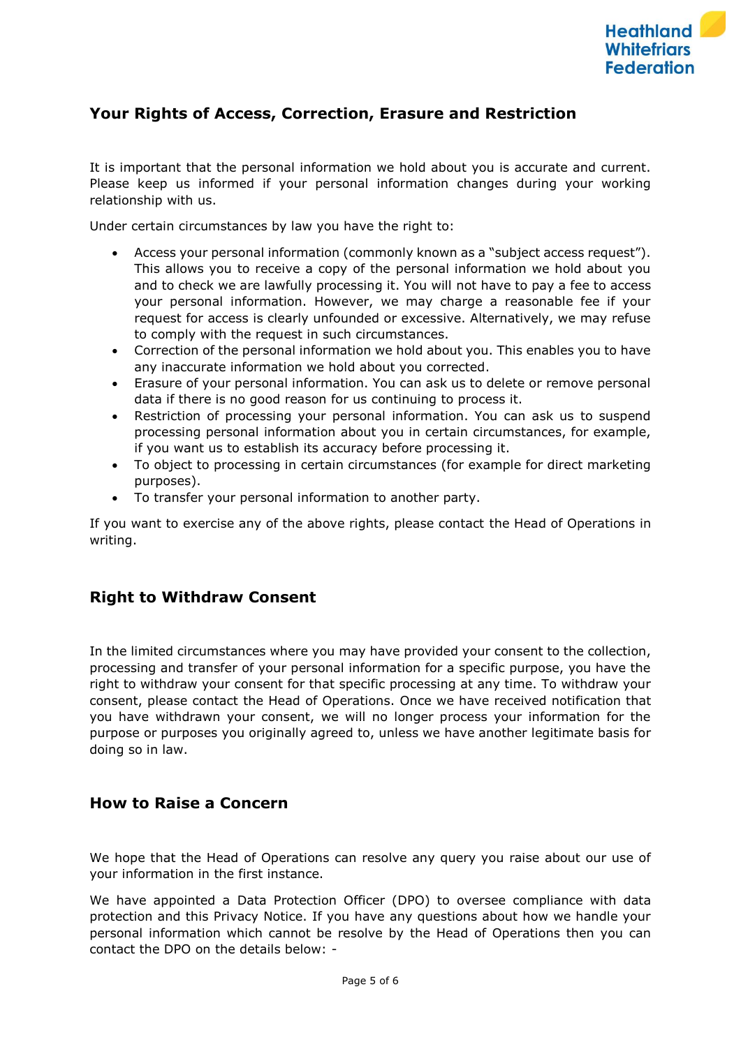## Your Rights of Access, Correction, Erasure and Restriction

It is important that the personal information we hold about you is accurate and current. Please keep us informed if your personal information changes during your working relationship with us.

Under certain circumstances by law you have the right to:

- Access your personal information (commonly known as a "subject access request"). This allows you to receive a copy of the personal information we hold about you and to check we are lawfully processing it. You will not have to pay a fee to access your personal information. However, we may charge a reasonable fee if your request for access is clearly unfounded or excessive. Alternatively, we may refuse to comply with the request in such circumstances.
- Correction of the personal information we hold about you. This enables you to have any inaccurate information we hold about you corrected.
- Erasure of your personal information. You can ask us to delete or remove personal data if there is no good reason for us continuing to process it.
- Restriction of processing your personal information. You can ask us to suspend processing personal information about you in certain circumstances, for example, if you want us to establish its accuracy before processing it.
- To object to processing in certain circumstances (for example for direct marketing purposes).
- To transfer your personal information to another party.

If you want to exercise any of the above rights, please contact the Head of Operations in writing.

## Right to Withdraw Consent

In the limited circumstances where you may have provided your consent to the collection, processing and transfer of your personal information for a specific purpose, you have the right to withdraw your consent for that specific processing at any time. To withdraw your consent, please contact the Head of Operations. Once we have received notification that you have withdrawn your consent, we will no longer process your information for the purpose or purposes you originally agreed to, unless we have another legitimate basis for doing so in law.

## How to Raise a Concern

We hope that the Head of Operations can resolve any query you raise about our use of your information in the first instance.

We have appointed a Data Protection Officer (DPO) to oversee compliance with data protection and this Privacy Notice. If you have any questions about how we handle your personal information which cannot be resolve by the Head of Operations then you can contact the DPO on the details below: -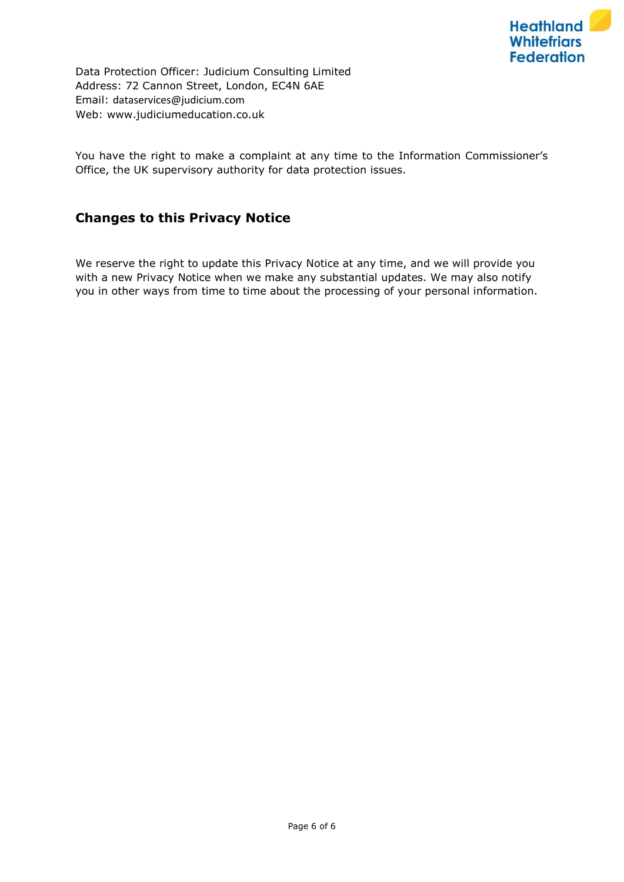Data Protection Officer: Judicium Consulting Limited
Address: 72 Cannon Street, London, EC4N 6AE
Email: dataservices@judicium.com
Web: www.judiciumeducation.co.uk

You have the right to make a complaint at any time to the Information Commissioner's Office, the UK supervisory authority for data protection issues.

## Changes to this Privacy Notice

We reserve the right to update this Privacy Notice at any time, and we will provide you with a new Privacy Notice when we make any substantial updates. We may also notify you in other ways from time to time about the processing of your personal information.